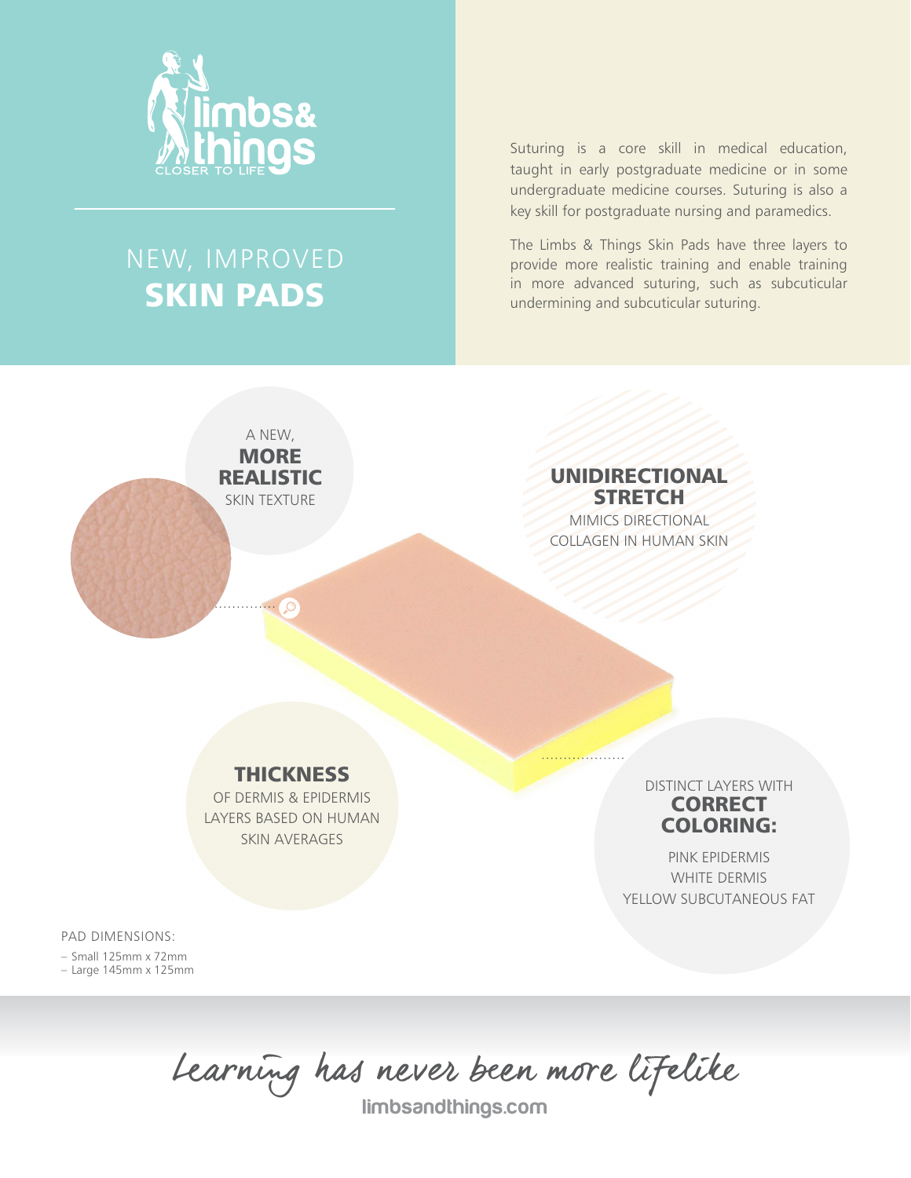limbs& things
CLOSER TO LIFE

# NEW, IMPROVED **SKIN PADS**

Suturing is a core skill in medical education, taught in early postgraduate medicine or in some undergraduate medicine courses. Suturing is also a key skill for postgraduate nursing and paramedics.

The Limbs & Things Skin Pads have three layers to provide more realistic training and enable training in more advanced suturing, such as subcuticular undermining and subcuticular suturing.

A NEW, **MORE REALISTIC** SKIN TEXTURE

**UNIDIRECTIONAL STRETCH**
MIMICS DIRECTIONAL COLLAGEN IN HUMAN SKIN

**THICKNESS**
OF DERMIS & EPIDERMIS LAYERS BASED ON HUMAN SKIN AVERAGES

DISTINCT LAYERS WITH **CORRECT COLORING:**

PINK EPIDERMIS
WHITE DERMIS
YELLOW SUBCUTANEOUS FAT

PAD DIMENSIONS:

- Small 125mm x 72mm
- Large 145mm x 125mm

*Learning has never been more lifelike*

limbsandthings.com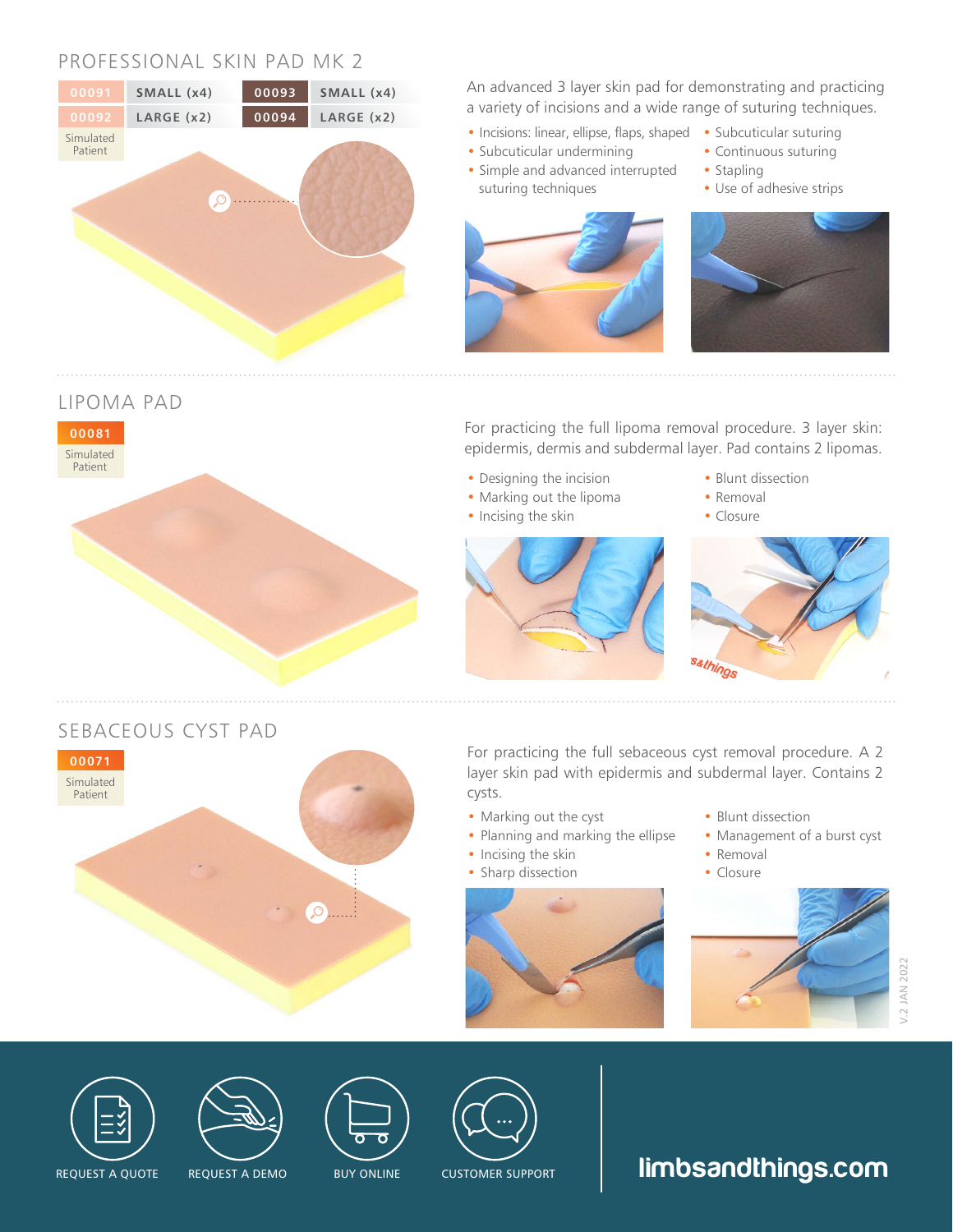## PROFESSIONAL SKIN PAD MK 2

| | | | |
|---|---|---|---|
| 00091 | SMALL (x4) | 00093 | SMALL (x4) |
| 00092 | LARGE (x2) | 00094 | LARGE (x2) |

Simulated Patient

An advanced 3 layer skin pad for demonstrating and practicing a variety of incisions and a wide range of suturing techniques.

- Incisions: linear, ellipse, flaps, shaped
- Subcuticular undermining
- Simple and advanced interrupted suturing techniques
- Subcuticular suturing
- Continuous suturing
- Stapling
- Use of adhesive strips

## LIPOMA PAD

00081

Simulated Patient

For practicing the full lipoma removal procedure. 3 layer skin: epidermis, dermis and subdermal layer. Pad contains 2 lipomas.

- Designing the incision
- Marking out the lipoma
- Incising the skin
- Blunt dissection
- Removal
- Closure

## SEBACEOUS CYST PAD

00071

Simulated Patient

For practicing the full sebaceous cyst removal procedure. A 2 layer skin pad with epidermis and subdermal layer. Contains 2 cysts.

- Marking out the cyst
- Planning and marking the ellipse
- Incising the skin
- Sharp dissection
- Blunt dissection
- Management of a burst cyst
- Removal
- Closure

V.2 JAN 2022

REQUEST A QUOTE | REQUEST A DEMO | BUY ONLINE | CUSTOMER SUPPORT

limbsandthings.com